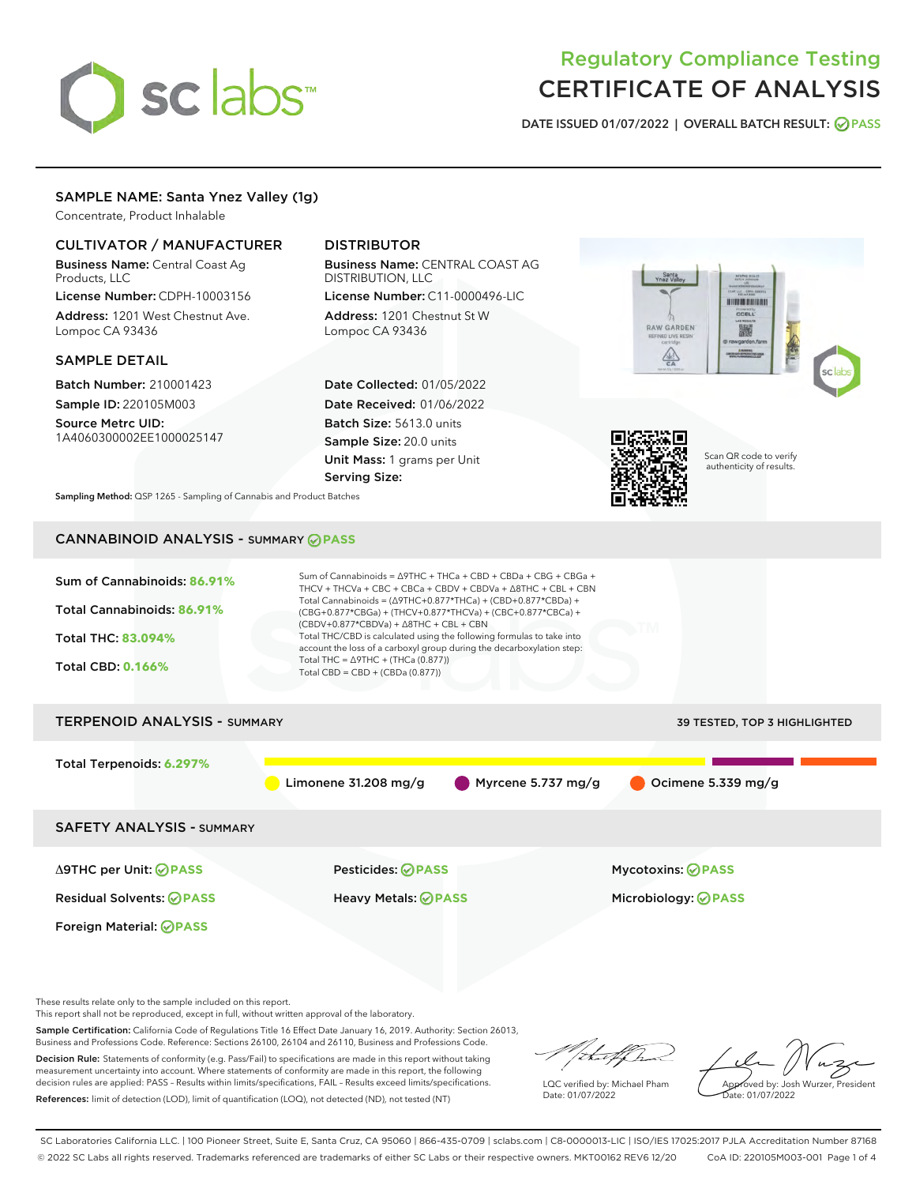# Regulatory Compliance Testing
# CERTIFICATE OF ANALYSIS

DATE ISSUED 01/07/2022 | OVERALL BATCH RESULT: PASS

## SAMPLE NAME: Santa Ynez Valley (1g)

Concentrate, Product Inhalable

### CULTIVATOR / MANUFACTURER

**Business Name:** Central Coast Ag Products, LLC

**License Number:** CDPH-10003156

**Address:** 1201 West Chestnut Ave. Lompoc CA 93436

### DISTRIBUTOR

**Business Name:** CENTRAL COAST AG DISTRIBUTION, LLC

**License Number:** C11-0000496-LIC

**Address:** 1201 Chestnut St W Lompoc CA 93436

### SAMPLE DETAIL

**Batch Number:** 210001423

**Sample ID:** 220105M003

**Source Metrc UID:** 1A4060300002EE1000025147

**Date Collected:** 01/05/2022

**Date Received:** 01/06/2022

**Batch Size:** 5613.0 units

**Sample Size:** 20.0 units

**Unit Mass:** 1 grams per Unit

**Serving Size:**

Scan QR code to verify authenticity of results.

**Sampling Method:** QSP 1265 - Sampling of Cannabis and Product Batches

## CANNABINOID ANALYSIS - SUMMARY PASS

**Sum of Cannabinoids:** 86.91%

**Total Cannabinoids:** 86.91%

**Total THC:** 83.094%

**Total CBD:** 0.166%

Sum of Cannabinoids = Δ9THC + THCa + CBD + CBDa + CBG + CBGa + THCV + THCVa + CBC + CBCa + CBDV + CBDVa + Δ8THC + CBL + CBN

Total Cannabinoids = (Δ9THC+0.877*THCa) + (CBD+0.877*CBDa) + (CBG+0.877*CBGa) + (THCV+0.877*THCVa) + (CBC+0.877*CBCa) + (CBDV+0.877*CBDVa) + Δ8THC + CBL + CBN

Total THC/CBD is calculated using the following formulas to take into account the loss of a carboxyl group during the decarboxylation step:

Total THC = Δ9THC + (THCa (0.877))

Total CBD = CBD + (CBDa (0.877))

## TERPENOID ANALYSIS - SUMMARY

39 TESTED, TOP 3 HIGHLIGHTED

**Total Terpenoids:** 6.297%

Limonene 31.208 mg/g | Myrcene 5.737 mg/g | Ocimene 5.339 mg/g

## SAFETY ANALYSIS - SUMMARY

| | | |
|---|---|---|
| Δ9THC per Unit: PASS | Pesticides: PASS | Mycotoxins: PASS |
| Residual Solvents: PASS | Heavy Metals: PASS | Microbiology: PASS |
| Foreign Material: PASS | | |

These results relate only to the sample included on this report.
This report shall not be reproduced, except in full, without written approval of the laboratory.

**Sample Certification:** California Code of Regulations Title 16 Effect Date January 16, 2019. Authority: Section 26013, Business and Professions Code. Reference: Sections 26100, 26104 and 26110, Business and Professions Code.

**Decision Rule:** Statements of conformity (e.g. Pass/Fail) to specifications are made in this report without taking measurement uncertainty into account. Where statements of conformity are made in this report, the following decision rules are applied: PASS - Results within limits/specifications, FAIL - Results exceed limits/specifications.

**References:** limit of detection (LOD), limit of quantification (LOQ), not detected (ND), not tested (NT)

LQC verified by: Michael Pham
Date: 01/07/2022

Approved by: Josh Wurzer, President
Date: 01/07/2022

SC Laboratories California LLC. | 100 Pioneer Street, Suite E, Santa Cruz, CA 95060 | 866-435-0709 | sclabs.com | C8-0000013-LIC | ISO/IES 17025:2017 PJLA Accreditation Number 87168
© 2022 SC Labs all rights reserved. Trademarks referenced are trademarks of either SC Labs or their respective owners. MKT00162 REV6 12/20 CoA ID: 220105M003-001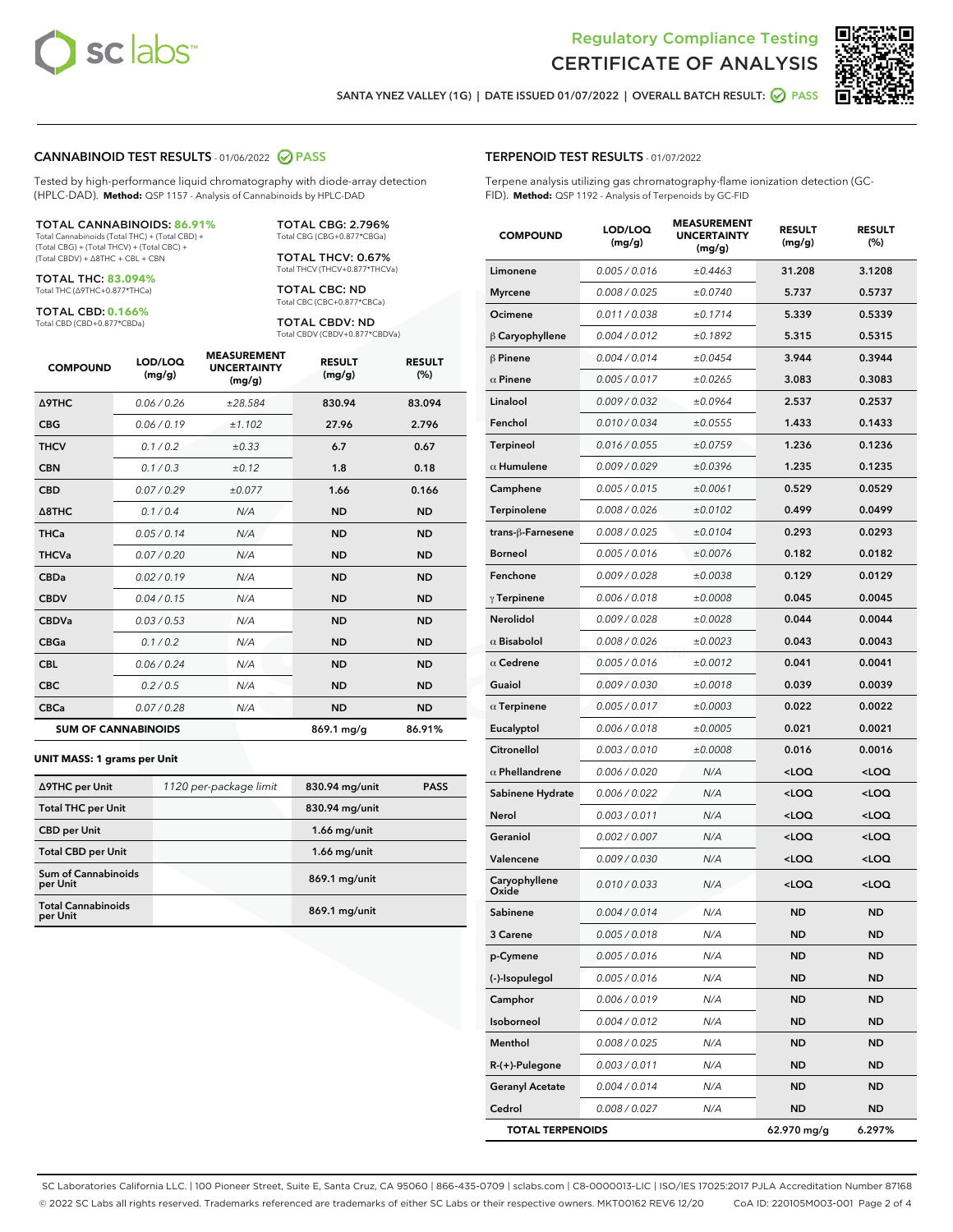Regulatory Compliance Testing
# CERTIFICATE OF ANALYSIS

SANTA YNEZ VALLEY (1G) | DATE ISSUED 01/07/2022 | OVERALL BATCH RESULT: PASS

## CANNABINOID TEST RESULTS - 01/06/2022 PASS

Tested by high-performance liquid chromatography with diode-array detection (HPLC-DAD). **Method:** QSP 1157 - Analysis of Cannabinoids by HPLC-DAD

**TOTAL CANNABINOIDS: 86.91%**
Total Cannabinoids (Total THC) + (Total CBD) + (Total CBG) + (Total THCV) + (Total CBC) + (Total CBDV) + Δ8THC + CBL + CBN

**TOTAL THC: 83.094%**
Total THC (Δ9THC+0.877*THCa)

**TOTAL CBD: 0.166%**
Total CBD (CBD+0.877*CBDa)

**TOTAL CBG: 2.796%**
Total CBG (CBG+0.877*CBGa)

**TOTAL THCV: 0.67%**
Total THCV (THCV+0.877*THCVa)

**TOTAL CBC: ND**
Total CBC (CBC+0.877*CBCa)

**TOTAL CBDV: ND**
Total CBDV (CBDV+0.877*CBDVa)

| COMPOUND | LOD/LOQ (mg/g) | MEASUREMENT UNCERTAINTY (mg/g) | RESULT (mg/g) | RESULT (%) |
|---|---|---|---|---|
| Δ9THC | 0.06 / 0.26 | ±28.584 | 830.94 | 83.094 |
| CBG | 0.06 / 0.19 | ±1.102 | 27.96 | 2.796 |
| THCV | 0.1 / 0.2 | ±0.33 | 6.7 | 0.67 |
| CBN | 0.1 / 0.3 | ±0.12 | 1.8 | 0.18 |
| CBD | 0.07 / 0.29 | ±0.077 | 1.66 | 0.166 |
| Δ8THC | 0.1 / 0.4 | N/A | ND | ND |
| THCa | 0.05 / 0.14 | N/A | ND | ND |
| THCVa | 0.07 / 0.20 | N/A | ND | ND |
| CBDa | 0.02 / 0.19 | N/A | ND | ND |
| CBDV | 0.04 / 0.15 | N/A | ND | ND |
| CBDVa | 0.03 / 0.53 | N/A | ND | ND |
| CBGa | 0.1 / 0.2 | N/A | ND | ND |
| CBL | 0.06 / 0.24 | N/A | ND | ND |
| CBC | 0.2 / 0.5 | N/A | ND | ND |
| CBCa | 0.07 / 0.28 | N/A | ND | ND |
| **SUM OF CANNABINOIDS** | | | 869.1 mg/g | 86.91% |

**UNIT MASS: 1 grams per Unit**

| | | | |
|---|---|---|---|
| Δ9THC per Unit | 1120 per-package limit | 830.94 mg/unit | PASS |
| Total THC per Unit | | 830.94 mg/unit | |
| CBD per Unit | | 1.66 mg/unit | |
| Total CBD per Unit | | 1.66 mg/unit | |
| Sum of Cannabinoids per Unit | | 869.1 mg/unit | |
| Total Cannabinoids per Unit | | 869.1 mg/unit | |

## TERPENOID TEST RESULTS - 01/07/2022

Terpene analysis utilizing gas chromatography-flame ionization detection (GC-FID). **Method:** QSP 1192 - Analysis of Terpenoids by GC-FID

| COMPOUND | LOD/LOQ (mg/g) | MEASUREMENT UNCERTAINTY (mg/g) | RESULT (mg/g) | RESULT (%) |
|---|---|---|---|---|
| Limonene | 0.005 / 0.016 | ±0.4463 | 31.208 | 3.1208 |
| Myrcene | 0.008 / 0.025 | ±0.0740 | 5.737 | 0.5737 |
| Ocimene | 0.011 / 0.038 | ±0.1714 | 5.339 | 0.5339 |
| β Caryophyllene | 0.004 / 0.012 | ±0.1892 | 5.315 | 0.5315 |
| β Pinene | 0.004 / 0.014 | ±0.0454 | 3.944 | 0.3944 |
| α Pinene | 0.005 / 0.017 | ±0.0265 | 3.083 | 0.3083 |
| Linalool | 0.009 / 0.032 | ±0.0964 | 2.537 | 0.2537 |
| Fenchol | 0.010 / 0.034 | ±0.0555 | 1.433 | 0.1433 |
| Terpineol | 0.016 / 0.055 | ±0.0759 | 1.236 | 0.1236 |
| α Humulene | 0.009 / 0.029 | ±0.0396 | 1.235 | 0.1235 |
| Camphene | 0.005 / 0.015 | ±0.0061 | 0.529 | 0.0529 |
| Terpinolene | 0.008 / 0.026 | ±0.0102 | 0.499 | 0.0499 |
| trans-β-Farnesene | 0.008 / 0.025 | ±0.0104 | 0.293 | 0.0293 |
| Borneol | 0.005 / 0.016 | ±0.0076 | 0.182 | 0.0182 |
| Fenchone | 0.009 / 0.028 | ±0.0038 | 0.129 | 0.0129 |
| γ Terpinene | 0.006 / 0.018 | ±0.0008 | 0.045 | 0.0045 |
| Nerolidol | 0.009 / 0.028 | ±0.0028 | 0.044 | 0.0044 |
| α Bisabolol | 0.008 / 0.026 | ±0.0023 | 0.043 | 0.0043 |
| α Cedrene | 0.005 / 0.016 | ±0.0012 | 0.041 | 0.0041 |
| Guaiol | 0.009 / 0.030 | ±0.0018 | 0.039 | 0.0039 |
| α Terpinene | 0.005 / 0.017 | ±0.0003 | 0.022 | 0.0022 |
| Eucalyptol | 0.006 / 0.018 | ±0.0005 | 0.021 | 0.0021 |
| Citronellol | 0.003 / 0.010 | ±0.0008 | 0.016 | 0.0016 |
| α Phellandrene | 0.006 / 0.020 | N/A | <LOQ | <LOQ |
| Sabinene Hydrate | 0.006 / 0.022 | N/A | <LOQ | <LOQ |
| Nerol | 0.003 / 0.011 | N/A | <LOQ | <LOQ |
| Geraniol | 0.002 / 0.007 | N/A | <LOQ | <LOQ |
| Valencene | 0.009 / 0.030 | N/A | <LOQ | <LOQ |
| Caryophyllene Oxide | 0.010 / 0.033 | N/A | <LOQ | <LOQ |
| Sabinene | 0.004 / 0.014 | N/A | ND | ND |
| 3 Carene | 0.005 / 0.018 | N/A | ND | ND |
| p-Cymene | 0.005 / 0.016 | N/A | ND | ND |
| (-)-Isopulegol | 0.005 / 0.016 | N/A | ND | ND |
| Camphor | 0.006 / 0.019 | N/A | ND | ND |
| Isoborneol | 0.004 / 0.012 | N/A | ND | ND |
| Menthol | 0.008 / 0.025 | N/A | ND | ND |
| R-(+)-Pulegone | 0.003 / 0.011 | N/A | ND | ND |
| Geranyl Acetate | 0.004 / 0.014 | N/A | ND | ND |
| Cedrol | 0.008 / 0.027 | N/A | ND | ND |
| **TOTAL TERPENOIDS** | | | 62.970 mg/g | 6.297% |

SC Laboratories California LLC. | 100 Pioneer Street, Suite E, Santa Cruz, CA 95060 | 866-435-0709 | sclabs.com | C8-0000013-LIC | ISO/IES 17025:2017 PJLA Accreditation Number 87168
© 2022 SC Labs all rights reserved. Trademarks referenced are trademarks of either SC Labs or their respective owners. MKT00162 REV6 12/20 CoA ID: 220105M003-001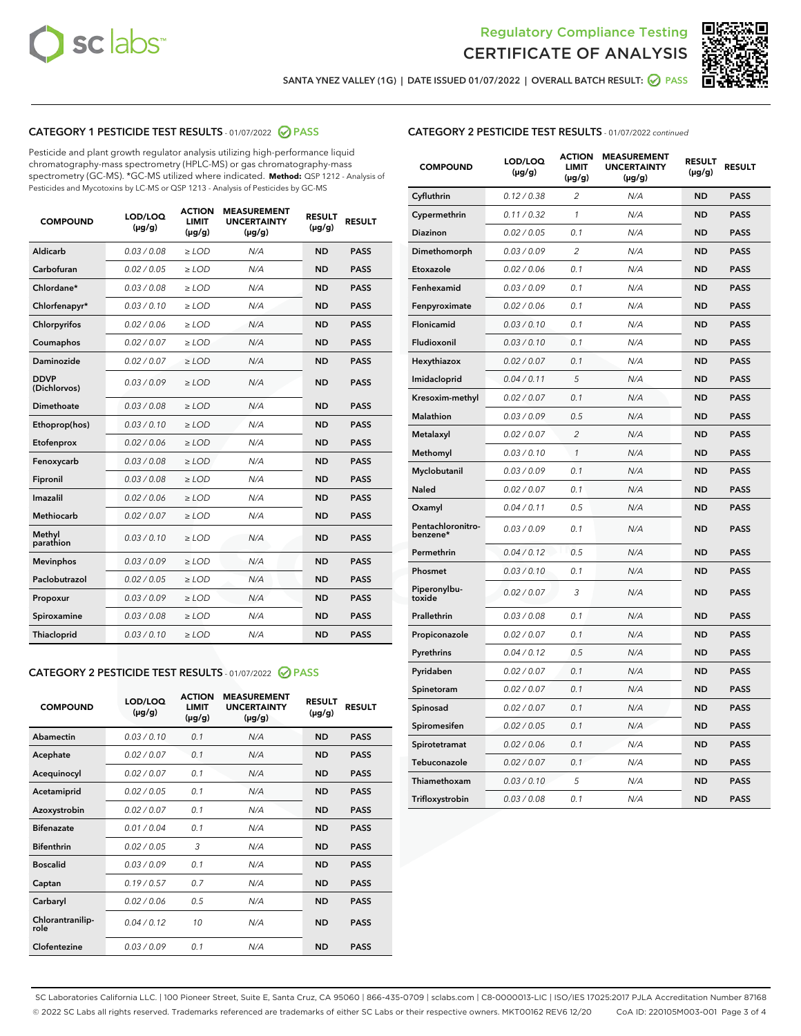Regulatory Compliance Testing
CERTIFICATE OF ANALYSIS

SANTA YNEZ VALLEY (1G) | DATE ISSUED 01/07/2022 | OVERALL BATCH RESULT: PASS

## CATEGORY 1 PESTICIDE TEST RESULTS - 01/07/2022 PASS

Pesticide and plant growth regulator analysis utilizing high-performance liquid chromatography-mass spectrometry (HPLC-MS) or gas chromatography-mass spectrometry (GC-MS). *GC-MS utilized where indicated. **Method:** QSP 1212 - Analysis of Pesticides and Mycotoxins by LC-MS or QSP 1213 - Analysis of Pesticides by GC-MS

| COMPOUND | LOD/LOQ (µg/g) | ACTION LIMIT (µg/g) | MEASUREMENT UNCERTAINTY (µg/g) | RESULT (µg/g) | RESULT |
|---|---|---|---|---|---|
| Aldicarb | 0.03 / 0.08 | ≥ LOD | N/A | ND | PASS |
| Carbofuran | 0.02 / 0.05 | ≥ LOD | N/A | ND | PASS |
| Chlordane* | 0.03 / 0.08 | ≥ LOD | N/A | ND | PASS |
| Chlorfenapyr* | 0.03 / 0.10 | ≥ LOD | N/A | ND | PASS |
| Chlorpyrifos | 0.02 / 0.06 | ≥ LOD | N/A | ND | PASS |
| Coumaphos | 0.02 / 0.07 | ≥ LOD | N/A | ND | PASS |
| Daminozide | 0.02 / 0.07 | ≥ LOD | N/A | ND | PASS |
| DDVP (Dichlorvos) | 0.03 / 0.09 | ≥ LOD | N/A | ND | PASS |
| Dimethoate | 0.03 / 0.08 | ≥ LOD | N/A | ND | PASS |
| Ethoprop(hos) | 0.03 / 0.10 | ≥ LOD | N/A | ND | PASS |
| Etofenprox | 0.02 / 0.06 | ≥ LOD | N/A | ND | PASS |
| Fenoxycarb | 0.03 / 0.08 | ≥ LOD | N/A | ND | PASS |
| Fipronil | 0.03 / 0.08 | ≥ LOD | N/A | ND | PASS |
| Imazalil | 0.02 / 0.06 | ≥ LOD | N/A | ND | PASS |
| Methiocarb | 0.02 / 0.07 | ≥ LOD | N/A | ND | PASS |
| Methyl parathion | 0.03 / 0.10 | ≥ LOD | N/A | ND | PASS |
| Mevinphos | 0.03 / 0.09 | ≥ LOD | N/A | ND | PASS |
| Paclobutrazol | 0.02 / 0.05 | ≥ LOD | N/A | ND | PASS |
| Propoxur | 0.03 / 0.09 | ≥ LOD | N/A | ND | PASS |
| Spiroxamine | 0.03 / 0.08 | ≥ LOD | N/A | ND | PASS |
| Thiacloprid | 0.03 / 0.10 | ≥ LOD | N/A | ND | PASS |

## CATEGORY 2 PESTICIDE TEST RESULTS - 01/07/2022 PASS

| COMPOUND | LOD/LOQ (µg/g) | ACTION LIMIT (µg/g) | MEASUREMENT UNCERTAINTY (µg/g) | RESULT (µg/g) | RESULT |
|---|---|---|---|---|---|
| Abamectin | 0.03 / 0.10 | 0.1 | N/A | ND | PASS |
| Acephate | 0.02 / 0.07 | 0.1 | N/A | ND | PASS |
| Acequinocyl | 0.02 / 0.07 | 0.1 | N/A | ND | PASS |
| Acetamiprid | 0.02 / 0.05 | 0.1 | N/A | ND | PASS |
| Azoxystrobin | 0.02 / 0.07 | 0.1 | N/A | ND | PASS |
| Bifenazate | 0.01 / 0.04 | 0.1 | N/A | ND | PASS |
| Bifenthrin | 0.02 / 0.05 | 3 | N/A | ND | PASS |
| Boscalid | 0.03 / 0.09 | 0.1 | N/A | ND | PASS |
| Captan | 0.19 / 0.57 | 0.7 | N/A | ND | PASS |
| Carbaryl | 0.02 / 0.06 | 0.5 | N/A | ND | PASS |
| Chlorantraniliprole | 0.04 / 0.12 | 10 | N/A | ND | PASS |
| Clofentezine | 0.03 / 0.09 | 0.1 | N/A | ND | PASS |
| Cyfluthrin | 0.12 / 0.38 | 2 | N/A | ND | PASS |
| Cypermethrin | 0.11 / 0.32 | 1 | N/A | ND | PASS |
| Diazinon | 0.02 / 0.05 | 0.1 | N/A | ND | PASS |
| Dimethomorph | 0.03 / 0.09 | 2 | N/A | ND | PASS |
| Etoxazole | 0.02 / 0.06 | 0.1 | N/A | ND | PASS |
| Fenhexamid | 0.03 / 0.09 | 0.1 | N/A | ND | PASS |
| Fenpyroximate | 0.02 / 0.06 | 0.1 | N/A | ND | PASS |
| Flonicamid | 0.03 / 0.10 | 0.1 | N/A | ND | PASS |
| Fludioxonil | 0.03 / 0.10 | 0.1 | N/A | ND | PASS |
| Hexythiazox | 0.02 / 0.07 | 0.1 | N/A | ND | PASS |
| Imidacloprid | 0.04 / 0.11 | 5 | N/A | ND | PASS |
| Kresoxim-methyl | 0.02 / 0.07 | 0.1 | N/A | ND | PASS |
| Malathion | 0.03 / 0.09 | 0.5 | N/A | ND | PASS |
| Metalaxyl | 0.02 / 0.07 | 2 | N/A | ND | PASS |
| Methomyl | 0.03 / 0.10 | 1 | N/A | ND | PASS |
| Myclobutanil | 0.03 / 0.09 | 0.1 | N/A | ND | PASS |
| Naled | 0.02 / 0.07 | 0.1 | N/A | ND | PASS |
| Oxamyl | 0.04 / 0.11 | 0.5 | N/A | ND | PASS |
| Pentachloronitrobenzene* | 0.03 / 0.09 | 0.1 | N/A | ND | PASS |
| Permethrin | 0.04 / 0.12 | 0.5 | N/A | ND | PASS |
| Phosmet | 0.03 / 0.10 | 0.1 | N/A | ND | PASS |
| Piperonylbutoxide | 0.02 / 0.07 | 3 | N/A | ND | PASS |
| Prallethrin | 0.03 / 0.08 | 0.1 | N/A | ND | PASS |
| Propiconazole | 0.02 / 0.07 | 0.1 | N/A | ND | PASS |
| Pyrethrins | 0.04 / 0.12 | 0.5 | N/A | ND | PASS |
| Pyridaben | 0.02 / 0.07 | 0.1 | N/A | ND | PASS |
| Spinetoram | 0.02 / 0.07 | 0.1 | N/A | ND | PASS |
| Spinosad | 0.02 / 0.07 | 0.1 | N/A | ND | PASS |
| Spiromesifen | 0.02 / 0.05 | 0.1 | N/A | ND | PASS |
| Spirotetramat | 0.02 / 0.06 | 0.1 | N/A | ND | PASS |
| Tebuconazole | 0.02 / 0.07 | 0.1 | N/A | ND | PASS |
| Thiamethoxam | 0.03 / 0.10 | 5 | N/A | ND | PASS |
| Trifloxystrobin | 0.03 / 0.08 | 0.1 | N/A | ND | PASS |

SC Laboratories California LLC. | 100 Pioneer Street, Suite E, Santa Cruz, CA 95060 | 866-435-0709 | sclabs.com | C8-0000013-LIC | ISO/IES 17025:2017 PJLA Accreditation Number 87168
© 2022 SC Labs all rights reserved. Trademarks referenced are trademarks of either SC Labs or their respective owners. MKT00162 REV6 12/20 CoA ID: 220105M003-001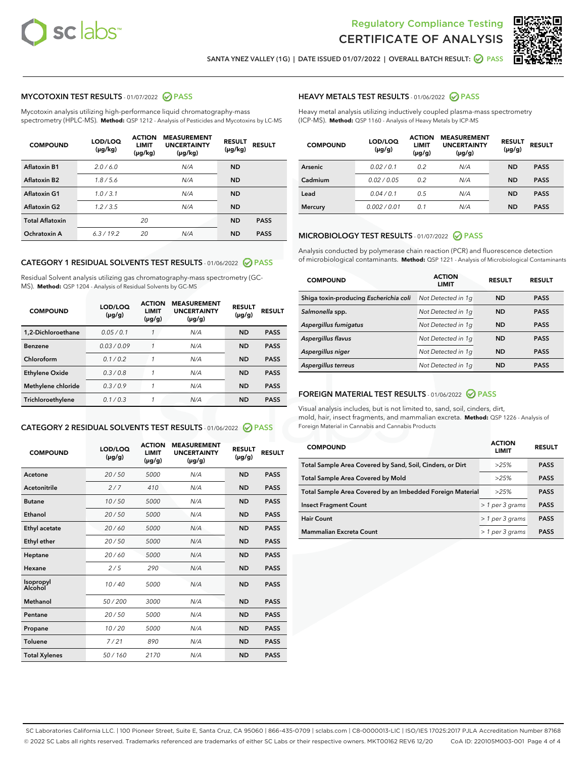Regulatory Compliance Testing
# CERTIFICATE OF ANALYSIS

SANTA YNEZ VALLEY (1G) | DATE ISSUED 01/07/2022 | OVERALL BATCH RESULT: PASS

## MYCOTOXIN TEST RESULTS - 01/07/2022 PASS

Mycotoxin analysis utilizing high-performance liquid chromatography-mass spectrometry (HPLC-MS). **Method:** QSP 1212 - Analysis of Pesticides and Mycotoxins by LC-MS

| COMPOUND | LOD/LOQ (µg/kg) | ACTION LIMIT (µg/kg) | MEASUREMENT UNCERTAINTY (µg/kg) | RESULT (µg/kg) | RESULT |
|---|---|---|---|---|---|
| Aflatoxin B1 | 2.0 / 6.0 | | N/A | ND | |
| Aflatoxin B2 | 1.8 / 5.6 | | N/A | ND | |
| Aflatoxin G1 | 1.0 / 3.1 | | N/A | ND | |
| Aflatoxin G2 | 1.2 / 3.5 | | N/A | ND | |
| Total Aflatoxin | | 20 | | ND | PASS |
| Ochratoxin A | 6.3 / 19.2 | 20 | N/A | ND | PASS |

## CATEGORY 1 RESIDUAL SOLVENTS TEST RESULTS - 01/06/2022 PASS

Residual Solvent analysis utilizing gas chromatography-mass spectrometry (GC-MS). **Method:** QSP 1204 - Analysis of Residual Solvents by GC-MS

| COMPOUND | LOD/LOQ (µg/g) | ACTION LIMIT (µg/g) | MEASUREMENT UNCERTAINTY (µg/g) | RESULT (µg/g) | RESULT |
|---|---|---|---|---|---|
| 1,2-Dichloroethane | 0.05 / 0.1 | 1 | N/A | ND | PASS |
| Benzene | 0.03 / 0.09 | 1 | N/A | ND | PASS |
| Chloroform | 0.1 / 0.2 | 1 | N/A | ND | PASS |
| Ethylene Oxide | 0.3 / 0.8 | 1 | N/A | ND | PASS |
| Methylene chloride | 0.3 / 0.9 | 1 | N/A | ND | PASS |
| Trichloroethylene | 0.1 / 0.3 | 1 | N/A | ND | PASS |

## CATEGORY 2 RESIDUAL SOLVENTS TEST RESULTS - 01/06/2022 PASS

| COMPOUND | LOD/LOQ (µg/g) | ACTION LIMIT (µg/g) | MEASUREMENT UNCERTAINTY (µg/g) | RESULT (µg/g) | RESULT |
|---|---|---|---|---|---|
| Acetone | 20 / 50 | 5000 | N/A | ND | PASS |
| Acetonitrile | 2 / 7 | 410 | N/A | ND | PASS |
| Butane | 10 / 50 | 5000 | N/A | ND | PASS |
| Ethanol | 20 / 50 | 5000 | N/A | ND | PASS |
| Ethyl acetate | 20 / 60 | 5000 | N/A | ND | PASS |
| Ethyl ether | 20 / 50 | 5000 | N/A | ND | PASS |
| Heptane | 20 / 60 | 5000 | N/A | ND | PASS |
| Hexane | 2 / 5 | 290 | N/A | ND | PASS |
| Isopropyl Alcohol | 10 / 40 | 5000 | N/A | ND | PASS |
| Methanol | 50 / 200 | 3000 | N/A | ND | PASS |
| Pentane | 20 / 50 | 5000 | N/A | ND | PASS |
| Propane | 10 / 20 | 5000 | N/A | ND | PASS |
| Toluene | 7 / 21 | 890 | N/A | ND | PASS |
| Total Xylenes | 50 / 160 | 2170 | N/A | ND | PASS |

## HEAVY METALS TEST RESULTS - 01/06/2022 PASS

Heavy metal analysis utilizing inductively coupled plasma-mass spectrometry (ICP-MS). **Method:** QSP 1160 - Analysis of Heavy Metals by ICP-MS

| COMPOUND | LOD/LOQ (µg/g) | ACTION LIMIT (µg/g) | MEASUREMENT UNCERTAINTY (µg/g) | RESULT (µg/g) | RESULT |
|---|---|---|---|---|---|
| Arsenic | 0.02 / 0.1 | 0.2 | N/A | ND | PASS |
| Cadmium | 0.02 / 0.05 | 0.2 | N/A | ND | PASS |
| Lead | 0.04 / 0.1 | 0.5 | N/A | ND | PASS |
| Mercury | 0.002 / 0.01 | 0.1 | N/A | ND | PASS |

## MICROBIOLOGY TEST RESULTS - 01/07/2022 PASS

Analysis conducted by polymerase chain reaction (PCR) and fluorescence detection of microbiological contaminants. **Method:** QSP 1221 - Analysis of Microbiological Contaminants

| COMPOUND | ACTION LIMIT | RESULT | RESULT |
|---|---|---|---|
| Shiga toxin-producing *Escherichia coli* | Not Detected in 1g | ND | PASS |
| *Salmonella* spp. | Not Detected in 1g | ND | PASS |
| *Aspergillus fumigatus* | Not Detected in 1g | ND | PASS |
| *Aspergillus flavus* | Not Detected in 1g | ND | PASS |
| *Aspergillus niger* | Not Detected in 1g | ND | PASS |
| *Aspergillus terreus* | Not Detected in 1g | ND | PASS |

## FOREIGN MATERIAL TEST RESULTS - 01/06/2022 PASS

Visual analysis includes, but is not limited to, sand, soil, cinders, dirt, mold, hair, insect fragments, and mammalian excreta. **Method:** QSP 1226 - Analysis of Foreign Material in Cannabis and Cannabis Products

| COMPOUND | ACTION LIMIT | RESULT |
|---|---|---|
| Total Sample Area Covered by Sand, Soil, Cinders, or Dirt | >25% | PASS |
| Total Sample Area Covered by Mold | >25% | PASS |
| Total Sample Area Covered by an Imbedded Foreign Material | >25% | PASS |
| Insect Fragment Count | > 1 per 3 grams | PASS |
| Hair Count | > 1 per 3 grams | PASS |
| Mammalian Excreta Count | > 1 per 3 grams | PASS |

SC Laboratories California LLC. | 100 Pioneer Street, Suite E, Santa Cruz, CA 95060 | 866-435-0709 | sclabs.com | C8-0000013-LIC | ISO/IES 17025:2017 PJLA Accreditation Number 87168
© 2022 SC Labs all rights reserved. Trademarks referenced are trademarks of either SC Labs or their respective owners. MKT00162 REV6 12/20 CoA ID: 220105M003-001